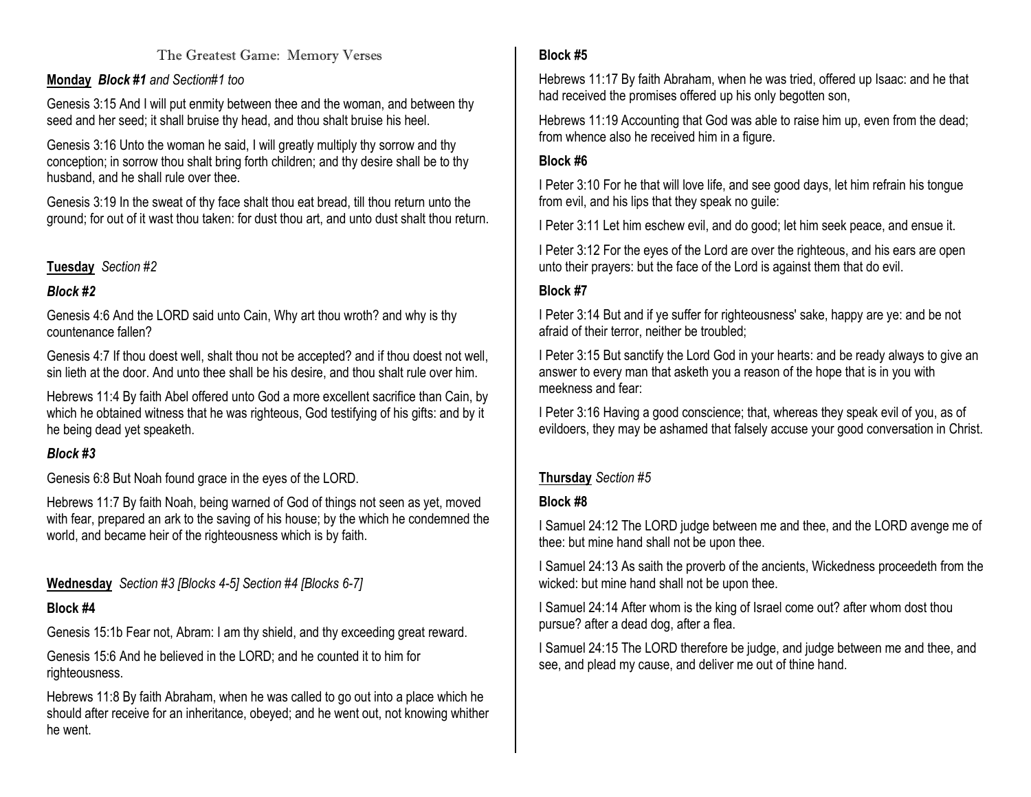# The Greatest Game: Memory Verses

**Monday** ***Block #1*** *and Section#1 too*

Genesis 3:15 And I will put enmity between thee and the woman, and between thy seed and her seed; it shall bruise thy head, and thou shalt bruise his heel.

Genesis 3:16 Unto the woman he said, I will greatly multiply thy sorrow and thy conception; in sorrow thou shalt bring forth children; and thy desire shall be to thy husband, and he shall rule over thee.

Genesis 3:19 In the sweat of thy face shalt thou eat bread, till thou return unto the ground; for out of it wast thou taken: for dust thou art, and unto dust shalt thou return.

**Tuesday** *Section #2*

***Block #2***

Genesis 4:6 And the LORD said unto Cain, Why art thou wroth? and why is thy countenance fallen?

Genesis 4:7 If thou doest well, shalt thou not be accepted? and if thou doest not well, sin lieth at the door. And unto thee shall be his desire, and thou shalt rule over him.

Hebrews 11:4 By faith Abel offered unto God a more excellent sacrifice than Cain, by which he obtained witness that he was righteous, God testifying of his gifts: and by it he being dead yet speaketh.

***Block #3***

Genesis 6:8 But Noah found grace in the eyes of the LORD.

Hebrews 11:7 By faith Noah, being warned of God of things not seen as yet, moved with fear, prepared an ark to the saving of his house; by the which he condemned the world, and became heir of the righteousness which is by faith.

**Wednesday** *Section #3 [Blocks 4-5] Section #4 [Blocks 6-7]*

**Block #4**

Genesis 15:1b Fear not, Abram: I am thy shield, and thy exceeding great reward.

Genesis 15:6 And he believed in the LORD; and he counted it to him for righteousness.

Hebrews 11:8 By faith Abraham, when he was called to go out into a place which he should after receive for an inheritance, obeyed; and he went out, not knowing whither he went.

**Block #5**

Hebrews 11:17 By faith Abraham, when he was tried, offered up Isaac: and he that had received the promises offered up his only begotten son,

Hebrews 11:19 Accounting that God was able to raise him up, even from the dead; from whence also he received him in a figure.

**Block #6**

I Peter 3:10 For he that will love life, and see good days, let him refrain his tongue from evil, and his lips that they speak no guile:

I Peter 3:11 Let him eschew evil, and do good; let him seek peace, and ensue it.

I Peter 3:12 For the eyes of the Lord are over the righteous, and his ears are open unto their prayers: but the face of the Lord is against them that do evil.

**Block #7**

I Peter 3:14 But and if ye suffer for righteousness' sake, happy are ye: and be not afraid of their terror, neither be troubled;

I Peter 3:15 But sanctify the Lord God in your hearts: and be ready always to give an answer to every man that asketh you a reason of the hope that is in you with meekness and fear:

I Peter 3:16 Having a good conscience; that, whereas they speak evil of you, as of evildoers, they may be ashamed that falsely accuse your good conversation in Christ.

**Thursday** *Section #5*

**Block #8**

I Samuel 24:12 The LORD judge between me and thee, and the LORD avenge me of thee: but mine hand shall not be upon thee.

I Samuel 24:13 As saith the proverb of the ancients, Wickedness proceedeth from the wicked: but mine hand shall not be upon thee.

I Samuel 24:14 After whom is the king of Israel come out? after whom dost thou pursue? after a dead dog, after a flea.

I Samuel 24:15 The LORD therefore be judge, and judge between me and thee, and see, and plead my cause, and deliver me out of thine hand.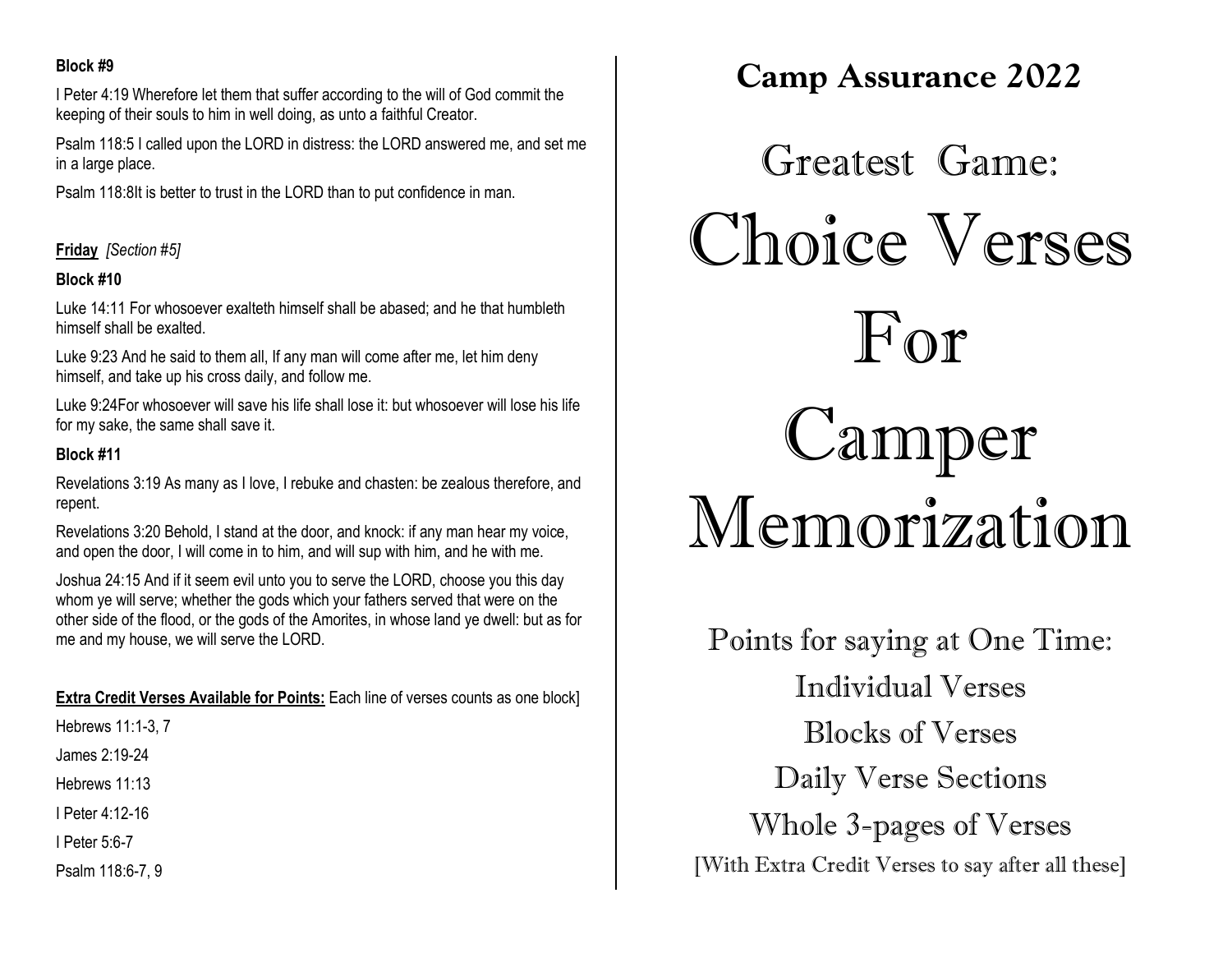**Block #9**

I Peter 4:19 Wherefore let them that suffer according to the will of God commit the keeping of their souls to him in well doing, as unto a faithful Creator.

Psalm 118:5 I called upon the LORD in distress: the LORD answered me, and set me in a large place.

Psalm 118:8It is better to trust in the LORD than to put confidence in man.

**Friday** *[Section #5]*

**Block #10**

Luke 14:11 For whosoever exalteth himself shall be abased; and he that humbleth himself shall be exalted.

Luke 9:23 And he said to them all, If any man will come after me, let him deny himself, and take up his cross daily, and follow me.

Luke 9:24For whosoever will save his life shall lose it: but whosoever will lose his life for my sake, the same shall save it.

**Block #11**

Revelations 3:19 As many as I love, I rebuke and chasten: be zealous therefore, and repent.

Revelations 3:20 Behold, I stand at the door, and knock: if any man hear my voice, and open the door, I will come in to him, and will sup with him, and he with me.

Joshua 24:15 And if it seem evil unto you to serve the LORD, choose you this day whom ye will serve; whether the gods which your fathers served that were on the other side of the flood, or the gods of the Amorites, in whose land ye dwell: but as for me and my house, we will serve the LORD.

**Extra Credit Verses Available for Points:** Each line of verses counts as one block]

Hebrews 11:1-3, 7

James 2:19-24

Hebrews 11:13

I Peter 4:12-16

I Peter 5:6-7

Psalm 118:6-7, 9

# Camp Assurance 2022

# Greatest Game:

# Choice Verses For Camper Memorization

Points for saying at One Time:

Individual Verses

Blocks of Verses

Daily Verse Sections

Whole 3-pages of Verses

[With Extra Credit Verses to say after all these]